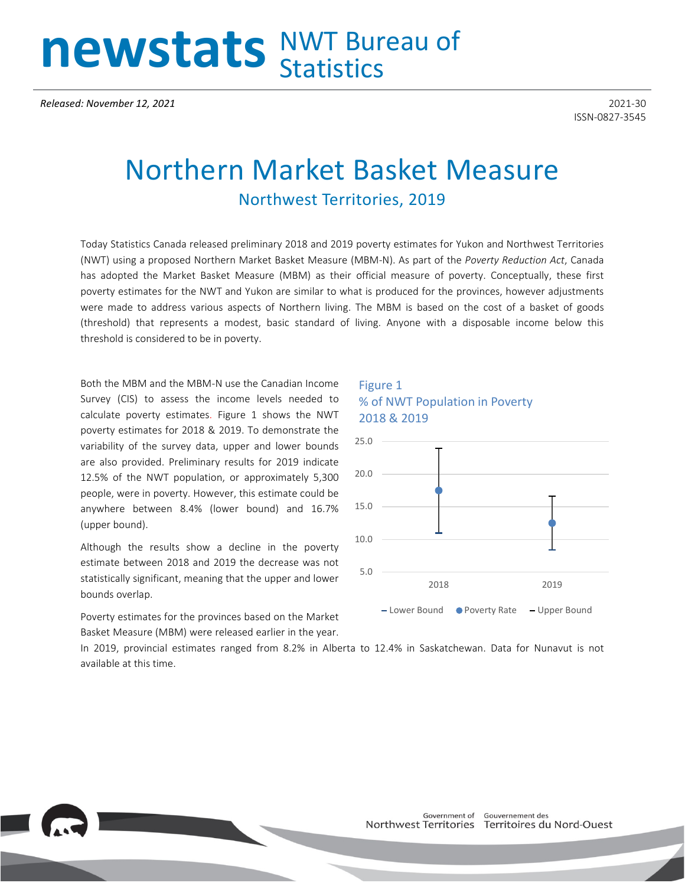# newstats NWT Bureau of Statistics

*Released: November 12, 2021*

2021-30
ISSN-0827-3545

# Northern Market Basket Measure

## Northwest Territories, 2019

Today Statistics Canada released preliminary 2018 and 2019 poverty estimates for Yukon and Northwest Territories (NWT) using a proposed Northern Market Basket Measure (MBM-N). As part of the *Poverty Reduction Act*, Canada has adopted the Market Basket Measure (MBM) as their official measure of poverty. Conceptually, these first poverty estimates for the NWT and Yukon are similar to what is produced for the provinces, however adjustments were made to address various aspects of Northern living. The MBM is based on the cost of a basket of goods (threshold) that represents a modest, basic standard of living. Anyone with a disposable income below this threshold is considered to be in poverty.

Both the MBM and the MBM-N use the Canadian Income Survey (CIS) to assess the income levels needed to calculate poverty estimates. Figure 1 shows the NWT poverty estimates for 2018 & 2019. To demonstrate the variability of the survey data, upper and lower bounds are also provided. Preliminary results for 2019 indicate 12.5% of the NWT population, or approximately 5,300 people, were in poverty. However, this estimate could be anywhere between 8.4% (lower bound) and 16.7% (upper bound).

Although the results show a decline in the poverty estimate between 2018 and 2019 the decrease was not statistically significant, meaning that the upper and lower bounds overlap.

Figure 1
% of NWT Population in Poverty
2018 & 2019

| Year | Lower Bound | Poverty Rate | Upper Bound |
|---|---|---|---|
| 2018 | 11.0 | 17.5 | 24.0 |
| 2019 | 8.4 | 12.5 | 16.7 |

Poverty estimates for the provinces based on the Market Basket Measure (MBM) were released earlier in the year. In 2019, provincial estimates ranged from 8.2% in Alberta to 12.4% in Saskatchewan. Data for Nunavut is not available at this time.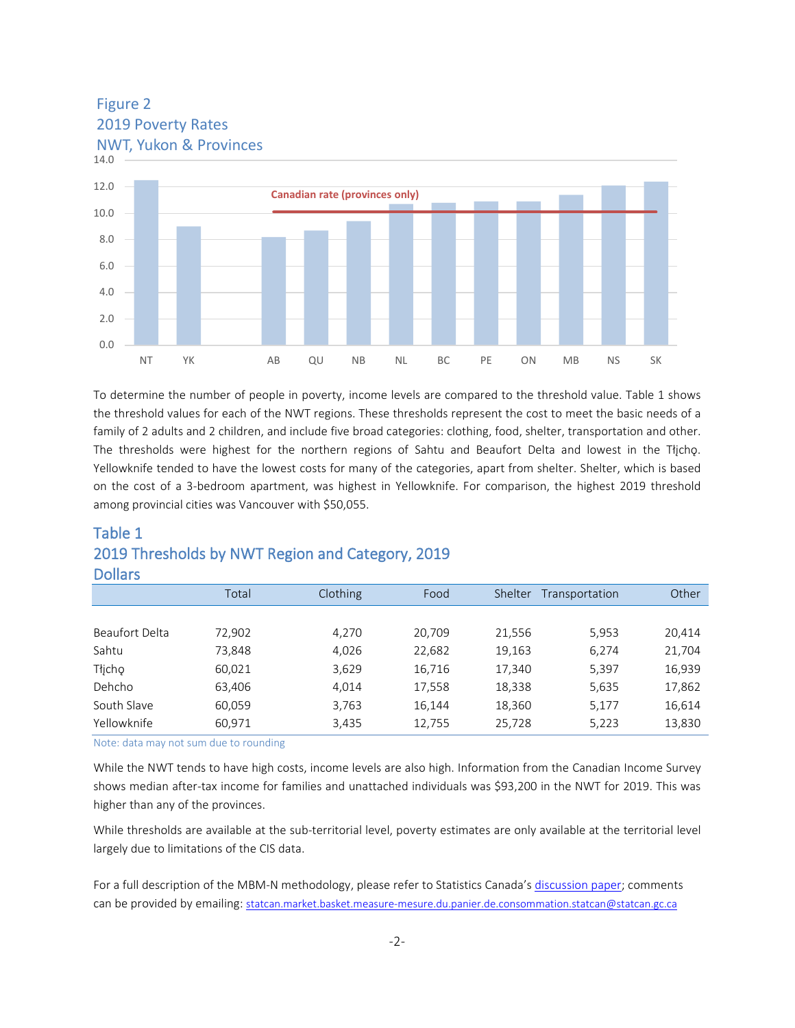Figure 2
2019 Poverty Rates
NWT, Yukon & Provinces

14.0
12.0
10.0
8.0
6.0
4.0
2.0
0.0

Canadian rate (provinces only)

NT YK AB QU NB NL BC PE ON MB NS SK

To determine the number of people in poverty, income levels are compared to the threshold value. Table 1 shows the threshold values for each of the NWT regions. These thresholds represent the cost to meet the basic needs of a family of 2 adults and 2 children, and include five broad categories: clothing, food, shelter, transportation and other. The thresholds were highest for the northern regions of Sahtu and Beaufort Delta and lowest in the Tłįchǫ. Yellowknife tended to have the lowest costs for many of the categories, apart from shelter. Shelter, which is based on the cost of a 3-bedroom apartment, was highest in Yellowknife. For comparison, the highest 2019 threshold among provincial cities was Vancouver with $50,055.

## Table 1
## 2019 Thresholds by NWT Region and Category, 2019
## Dollars

| | Total | Clothing | Food | Shelter | Transportation | Other |
|---|---|---|---|---|---|---|
| Beaufort Delta | 72,902 | 4,270 | 20,709 | 21,556 | 5,953 | 20,414 |
| Sahtu | 73,848 | 4,026 | 22,682 | 19,163 | 6,274 | 21,704 |
| Tłįchǫ | 60,021 | 3,629 | 16,716 | 17,340 | 5,397 | 16,939 |
| Dehcho | 63,406 | 4,014 | 17,558 | 18,338 | 5,635 | 17,862 |
| South Slave | 60,059 | 3,763 | 16,144 | 18,360 | 5,177 | 16,614 |
| Yellowknife | 60,971 | 3,435 | 12,755 | 25,728 | 5,223 | 13,830 |

Note: data may not sum due to rounding

While the NWT tends to have high costs, income levels are also high. Information from the Canadian Income Survey shows median after-tax income for families and unattached individuals was $93,200 in the NWT for 2019. This was higher than any of the provinces.

While thresholds are available at the sub-territorial level, poverty estimates are only available at the territorial level largely due to limitations of the CIS data.

For a full description of the MBM-N methodology, please refer to Statistics Canada's discussion paper; comments can be provided by emailing: statcan.market.basket.measure-mesure.du.panier.de.consommation.statcan@statcan.gc.ca